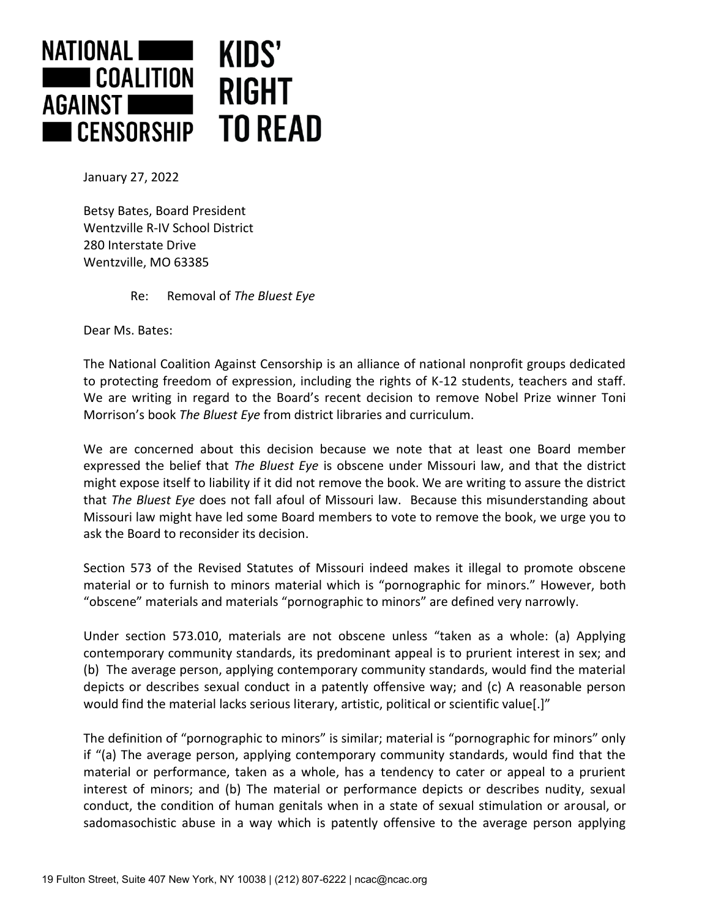NATIONAL COALITION AGAINST CENSORSHIP

KIDS' RIGHT TO READ

January 27, 2022

Betsy Bates, Board President
Wentzville R-IV School District
280 Interstate Drive
Wentzville, MO 63385

Re: Removal of *The Bluest Eye*

Dear Ms. Bates:

The National Coalition Against Censorship is an alliance of national nonprofit groups dedicated to protecting freedom of expression, including the rights of K-12 students, teachers and staff. We are writing in regard to the Board's recent decision to remove Nobel Prize winner Toni Morrison's book *The Bluest Eye* from district libraries and curriculum.

We are concerned about this decision because we note that at least one Board member expressed the belief that *The Bluest Eye* is obscene under Missouri law, and that the district might expose itself to liability if it did not remove the book. We are writing to assure the district that *The Bluest Eye* does not fall afoul of Missouri law. Because this misunderstanding about Missouri law might have led some Board members to vote to remove the book, we urge you to ask the Board to reconsider its decision.

Section 573 of the Revised Statutes of Missouri indeed makes it illegal to promote obscene material or to furnish to minors material which is "pornographic for minors." However, both "obscene" materials and materials "pornographic to minors" are defined very narrowly.

Under section 573.010, materials are not obscene unless "taken as a whole: (a) Applying contemporary community standards, its predominant appeal is to prurient interest in sex; and (b) The average person, applying contemporary community standards, would find the material depicts or describes sexual conduct in a patently offensive way; and (c) A reasonable person would find the material lacks serious literary, artistic, political or scientific value[.]"

The definition of "pornographic to minors" is similar; material is "pornographic for minors" only if "(a) The average person, applying contemporary community standards, would find that the material or performance, taken as a whole, has a tendency to cater or appeal to a prurient interest of minors; and (b) The material or performance depicts or describes nudity, sexual conduct, the condition of human genitals when in a state of sexual stimulation or arousal, or sadomasochistic abuse in a way which is patently offensive to the average person applying

19 Fulton Street, Suite 407 New York, NY 10038 | (212) 807-6222 | ncac@ncac.org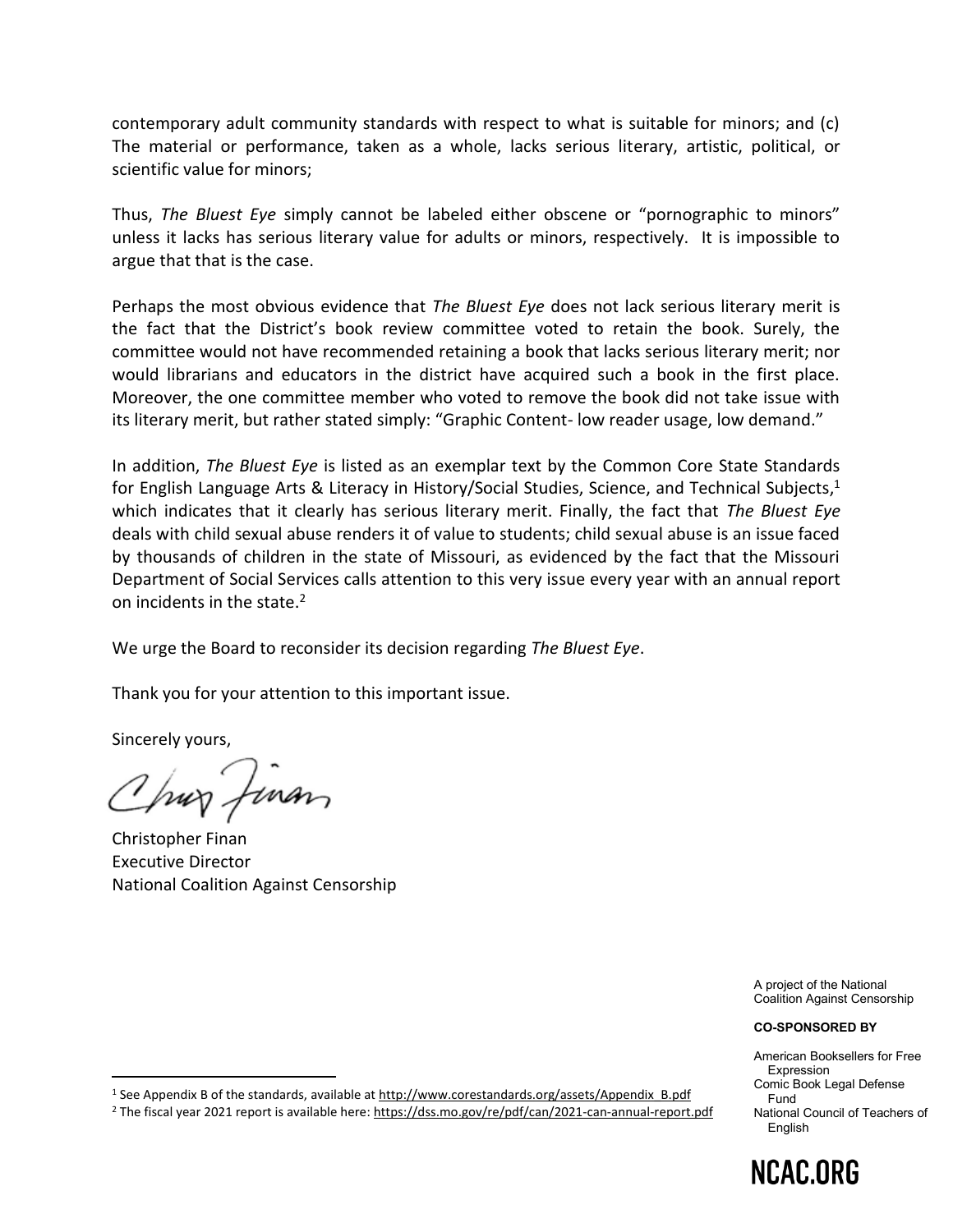contemporary adult community standards with respect to what is suitable for minors; and (c) The material or performance, taken as a whole, lacks serious literary, artistic, political, or scientific value for minors;

Thus, *The Bluest Eye* simply cannot be labeled either obscene or "pornographic to minors" unless it lacks has serious literary value for adults or minors, respectively. It is impossible to argue that that is the case.

Perhaps the most obvious evidence that *The Bluest Eye* does not lack serious literary merit is the fact that the District's book review committee voted to retain the book. Surely, the committee would not have recommended retaining a book that lacks serious literary merit; nor would librarians and educators in the district have acquired such a book in the first place. Moreover, the one committee member who voted to remove the book did not take issue with its literary merit, but rather stated simply: "Graphic Content- low reader usage, low demand."

In addition, *The Bluest Eye* is listed as an exemplar text by the Common Core State Standards for English Language Arts & Literacy in History/Social Studies, Science, and Technical Subjects,[1] which indicates that it clearly has serious literary merit. Finally, the fact that *The Bluest Eye* deals with child sexual abuse renders it of value to students; child sexual abuse is an issue faced by thousands of children in the state of Missouri, as evidenced by the fact that the Missouri Department of Social Services calls attention to this very issue every year with an annual report on incidents in the state.[2]

We urge the Board to reconsider its decision regarding *The Bluest Eye*.

Thank you for your attention to this important issue.

Sincerely yours,

Christopher Finan
Executive Director
National Coalition Against Censorship

A project of the National Coalition Against Censorship

**CO-SPONSORED BY**

American Booksellers for Free Expression
Comic Book Legal Defense Fund
National Council of Teachers of English

NCAC.ORG

---

[1] See Appendix B of the standards, available at http://www.corestandards.org/assets/Appendix_B.pdf

[2] The fiscal year 2021 report is available here: https://dss.mo.gov/re/pdf/can/2021-can-annual-report.pdf